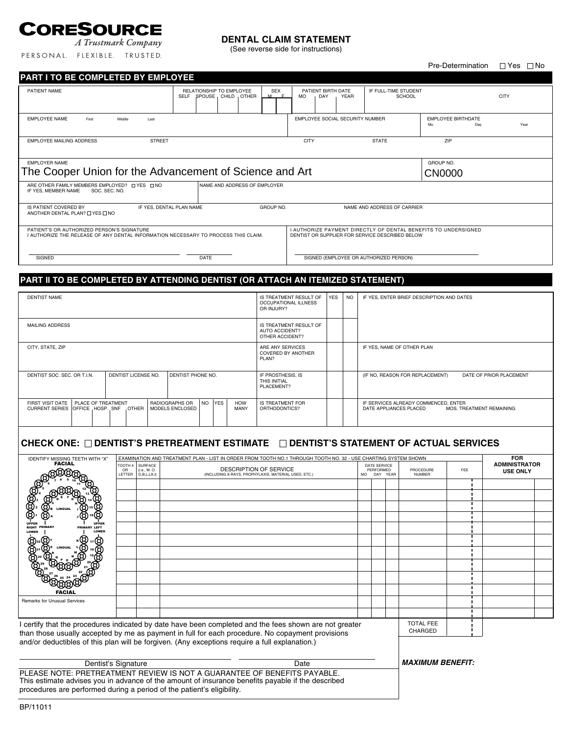**CORESOURCE**
*A Trustmark Company*
PERSONAL. FLEXIBLE. TRUSTED.

# DENTAL CLAIM STATEMENT

(See reverse side for instructions)

Pre-Determination ☐ Yes ☐ No

## PART I TO BE COMPLETED BY EMPLOYEE

| PATIENT NAME | RELATIONSHIP TO EMPLOYEE: SELF / SPOUSE / CHILD / OTHER | SEX: M / F | PATIENT BIRTH DATE: MO / DAY / YEAR | IF FULL-TIME STUDENT: SCHOOL / CITY |
|---|---|---|---|---|
| | | | | |

| EMPLOYEE NAME (First / Middle / Last) | EMPLOYEE SOCIAL SECURITY NUMBER | EMPLOYEE BIRTHDATE (Mo. / Day / Year) |
|---|---|---|
| | | |

| EMPLOYEE MAILING ADDRESS | STREET | CITY | STATE | ZIP |
|---|---|---|---|---|
| | | | | |

| EMPLOYER NAME | GROUP NO. |
|---|---|
| The Cooper Union for the Advancement of Science and Art | CN0000 |

| ARE OTHER FAMILY MEMBERS EMPLOYED? ☐ YES ☐ NO<br>IF YES, MEMBER NAME / SOC. SEC. NO. | NAME AND ADDRESS OF EMPLOYER |
|---|---|
| | |

| IS PATIENT COVERED BY ANOTHER DENTAL PLAN? ☐ YES ☐ NO | IF YES, DENTAL PLAN NAME | GROUP NO. | NAME AND ADDRESS OF CARRIER |
|---|---|---|---|
| | | | |

| PATIENT'S OR AUTHORIZED PERSON'S SIGNATURE<br>I AUTHORIZE THE RELEASE OF ANY DENTAL INFORMATION NECESSARY TO PROCESS THIS CLAIM. | I AUTHORIZE PAYMENT DIRECTLY OF DENTAL BENEFITS TO UNDERSIGNED DENTIST OR SUPPLIER FOR SERVICE DESCRIBED BELOW |
|---|---|
| SIGNED ____________ DATE ____________ | SIGNED (EMPLOYEE OR AUTHORIZED PERSON) ____________ |

## PART II TO BE COMPLETED BY ATTENDING DENTIST (OR ATTACH AN ITEMIZED STATEMENT)

| | | YES | NO | |
|---|---|---|---|---|
| DENTIST NAME | IS TREATMENT RESULT OF OCCUPATIONAL ILLNESS OR INJURY? | | | IF YES, ENTER BRIEF DESCRIPTION AND DATES |
| MAILING ADDRESS | IS TREATMENT RESULT OF AUTO ACCIDENT? OTHER ACCIDENT? | | | |
| CITY, STATE, ZIP | ARE ANY SERVICES COVERED BY ANOTHER PLAN? | | | IF YES, NAME OF OTHER PLAN |
| DENTIST SOC. SEC. OR T.I.N. / DENTIST LICENSE NO. / DENTIST PHONE NO. | IF PROSTHESIS, IS THIS INITIAL PLACEMENT? | | | (IF NO, REASON FOR REPLACEMENT) / DATE OF PRIOR PLACEMENT |
| FIRST VISIT DATE CURRENT SERIES / PLACE OF TREATMENT: OFFICE / HOSP. / SNF / OTHER / RADIOGRAPHS OR MODELS ENCLOSED: NO / YES / HOW MANY | IS TREATMENT FOR ORTHODONTICS? | | | IF SERVICES ALREADY COMMENCED, ENTER DATE APPLIANCES PLACED / MOS. TREATMENT REMAINING |

### CHECK ONE: ☐ DENTIST'S PRETREATMENT ESTIMATE ☐ DENTIST'S STATEMENT OF ACTUAL SERVICES

IDENTIFY MISSING TEETH WITH "X" (FACIAL / LINGUAL charting diagram: UPPER RIGHT, PRIMARY, UPPER LEFT, LOWER; teeth 1–32 and A–T)

EXAMINATION AND TREATMENT PLAN - LIST IN ORDER FROM TOOTH NO.1 THROUGH TOOTH NO. 32 - USE CHARTING SYSTEM SHOWN

| TOOTH # OR LETTER | SURFACE (i.e., M. O. D,B,L,LA,I) | DESCRIPTION OF SERVICE (INCLUDING X-RAYS, PROPHYLAXIS, MATERIAL USED, ETC.) | DATE SERVICE PERFORMED MO DAY YEAR | PROCEDURE NUMBER | FEE | FOR ADMINISTRATOR USE ONLY |
|---|---|---|---|---|---|---|
| | | | | | | |
| | | | | | | |
| | | | | | | |
| | | | | | | |
| | | | | | | |
| | | | | | | |
| | | | | | | |
| | | | | | | |
| | | | | | | |
| | | | | | | |

Remarks for Unusual Services

I certify that the procedures indicated by date have been completed and the fees shown are not greater than those usually accepted by me as payment in full for each procedure. No copayment provisions and/or deductibles of this plan will be forgiven. (Any exceptions require a full explanation.)

TOTAL FEE CHARGED

Dentist's Signature ____________ Date ____________

***MAXIMUM BENEFIT:***

PLEASE NOTE: PRETREATMENT REVIEW IS NOT A GUARANTEE OF BENEFITS PAYABLE.
This estimate advises you in advance of the amount of insurance benefits payable if the described procedures are performed during a period of the patient's eligibility.

BP/11011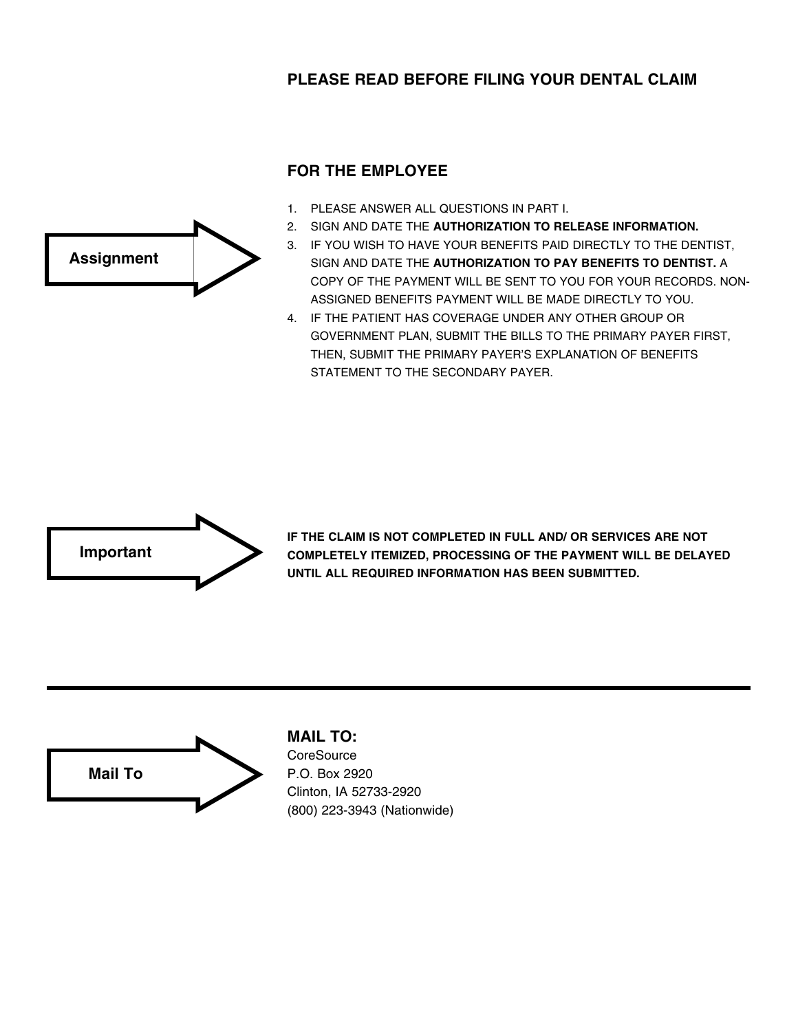## PLEASE READ BEFORE FILING YOUR DENTAL CLAIM

## FOR THE EMPLOYEE

**Assignment**

1. PLEASE ANSWER ALL QUESTIONS IN PART I.
2. SIGN AND DATE THE **AUTHORIZATION TO RELEASE INFORMATION.**
3. IF YOU WISH TO HAVE YOUR BENEFITS PAID DIRECTLY TO THE DENTIST, SIGN AND DATE THE **AUTHORIZATION TO PAY BENEFITS TO DENTIST.** A COPY OF THE PAYMENT WILL BE SENT TO YOU FOR YOUR RECORDS. NON-ASSIGNED BENEFITS PAYMENT WILL BE MADE DIRECTLY TO YOU.
4. IF THE PATIENT HAS COVERAGE UNDER ANY OTHER GROUP OR GOVERNMENT PLAN, SUBMIT THE BILLS TO THE PRIMARY PAYER FIRST, THEN, SUBMIT THE PRIMARY PAYER'S EXPLANATION OF BENEFITS STATEMENT TO THE SECONDARY PAYER.

**Important**

**IF THE CLAIM IS NOT COMPLETED IN FULL AND/ OR SERVICES ARE NOT COMPLETELY ITEMIZED, PROCESSING OF THE PAYMENT WILL BE DELAYED UNTIL ALL REQUIRED INFORMATION HAS BEEN SUBMITTED.**

---

**Mail To**

### MAIL TO:

CoreSource
P.O. Box 2920
Clinton, IA 52733-2920
(800) 223-3943 (Nationwide)